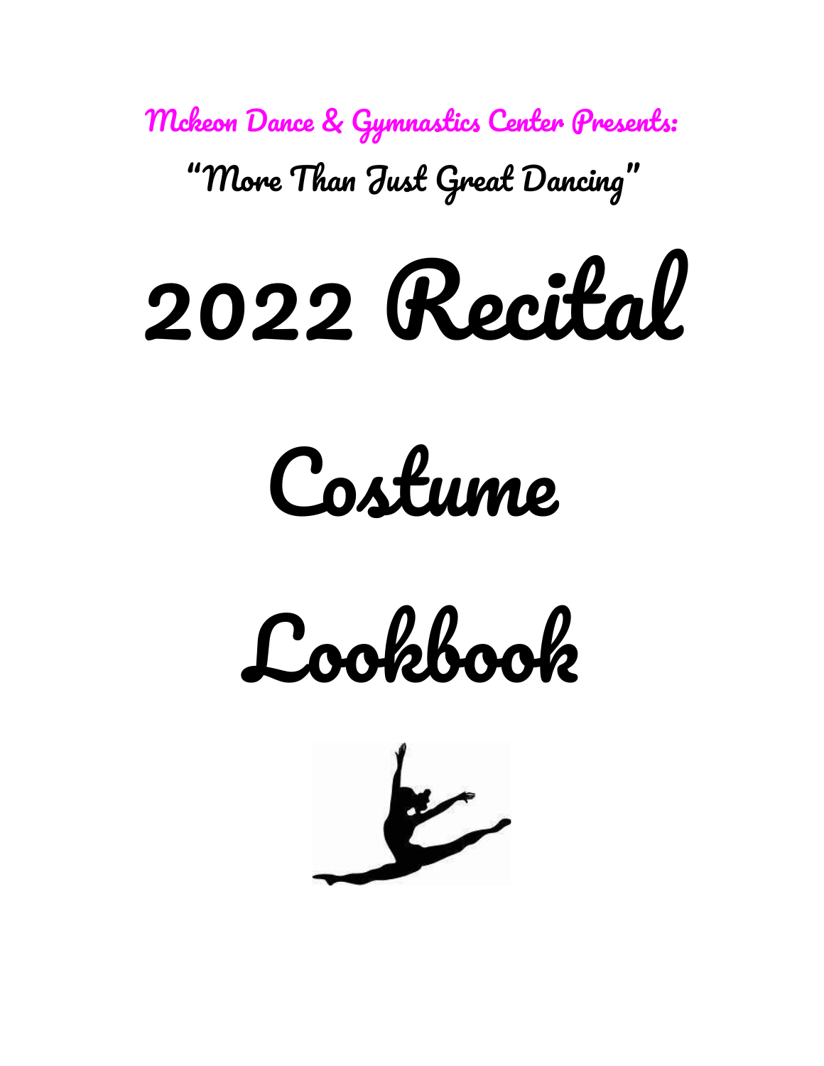Mckeon Dance & Gymnastics Center Presents:

"More Than Just Great Dancing"

# 2022 Recital

# Costume

# Lookbook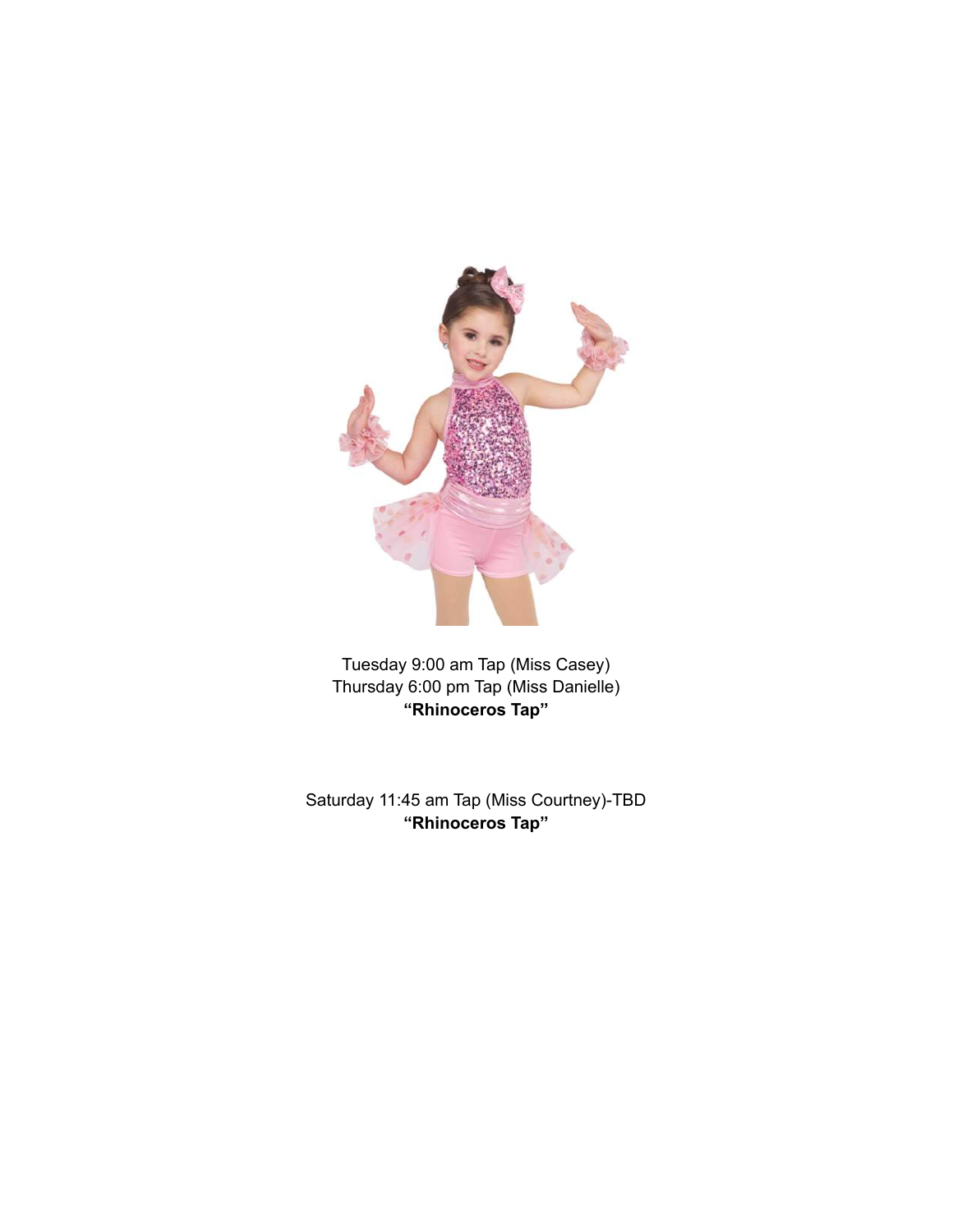Tuesday 9:00 am Tap (Miss Casey)
Thursday 6:00 pm Tap (Miss Danielle)
**"Rhinoceros Tap"**

Saturday 11:45 am Tap (Miss Courtney)-TBD
**"Rhinoceros Tap"**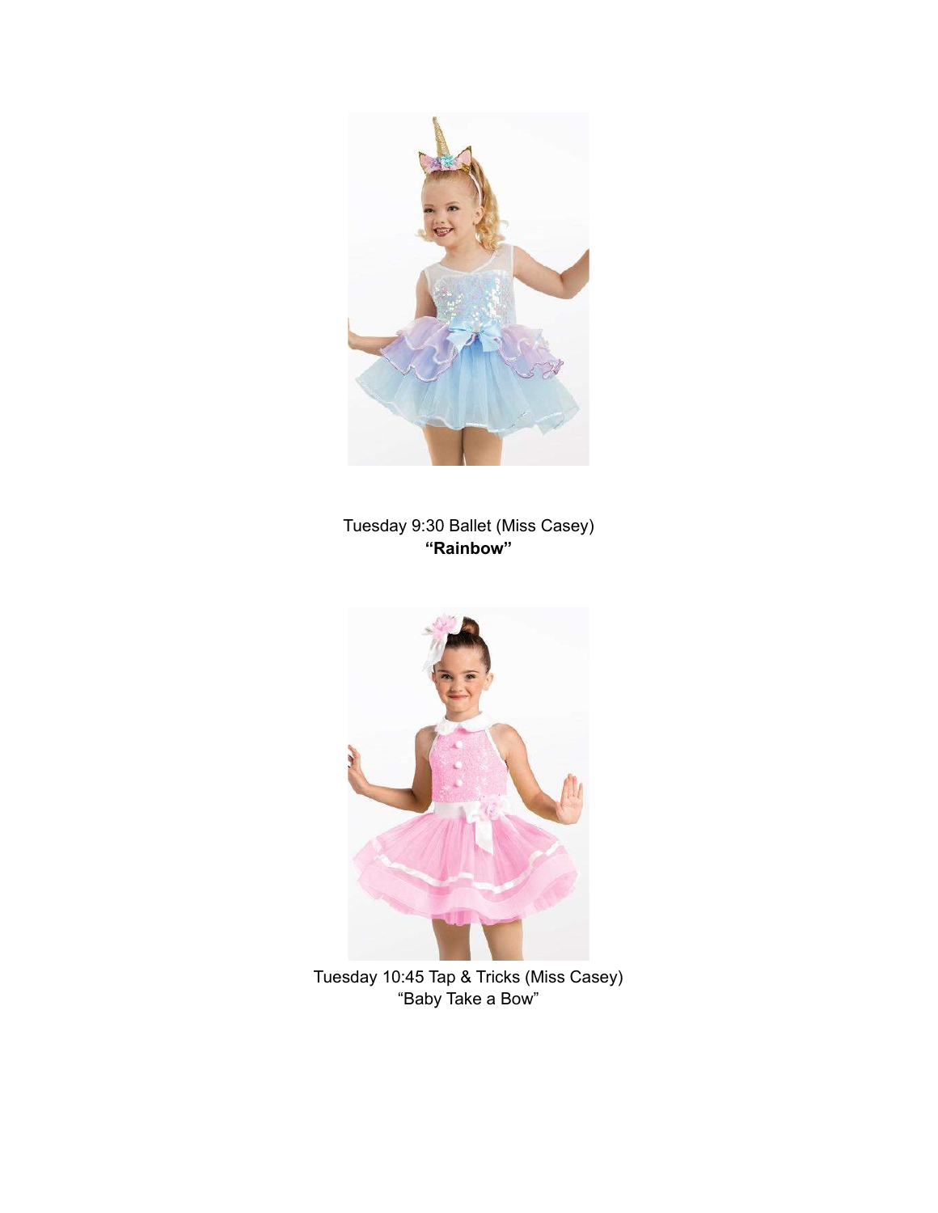Tuesday 9:30 Ballet (Miss Casey)
**"Rainbow"**

Tuesday 10:45 Tap & Tricks (Miss Casey)
"Baby Take a Bow"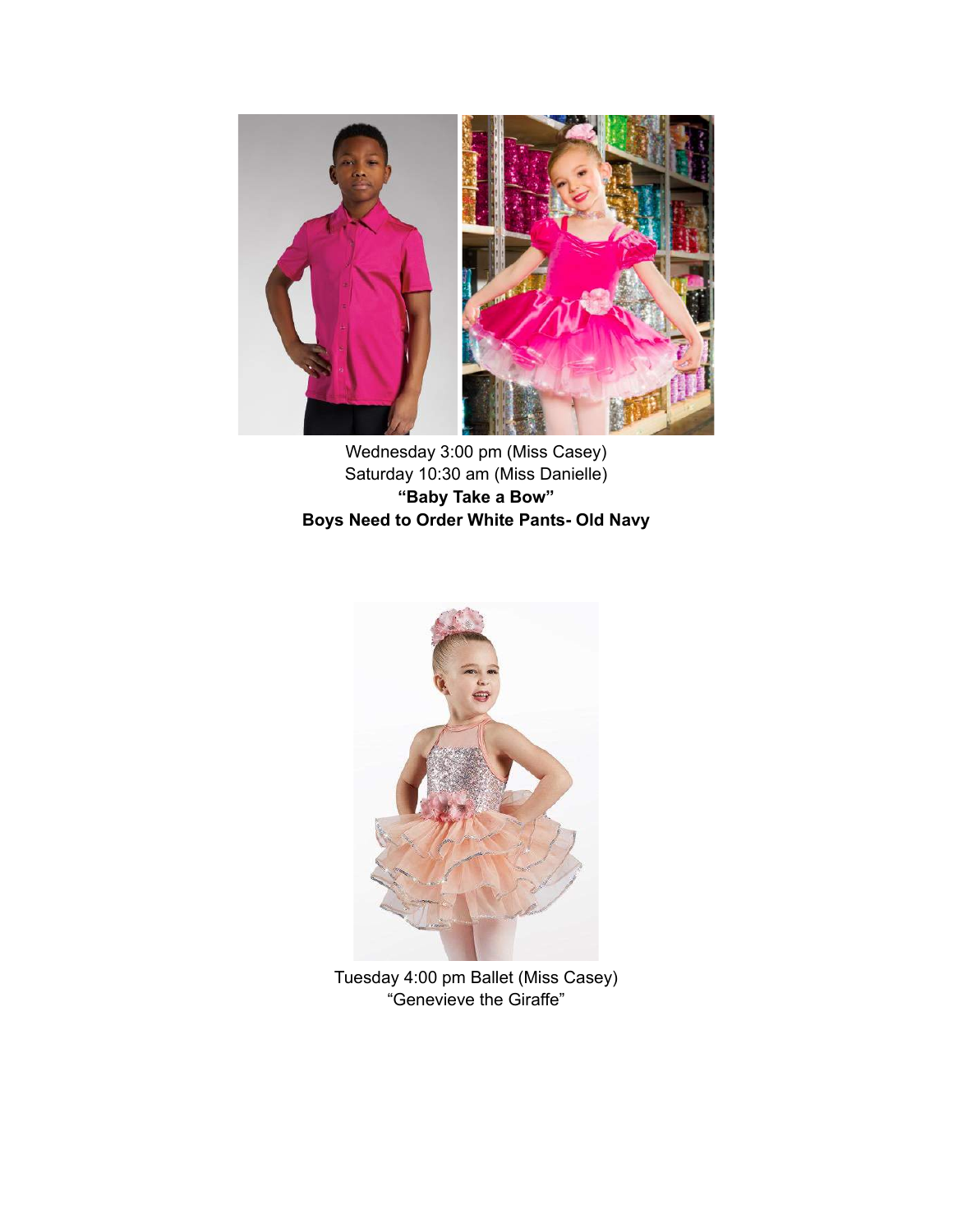Wednesday 3:00 pm (Miss Casey)
Saturday 10:30 am (Miss Danielle)
**"Baby Take a Bow"**
**Boys Need to Order White Pants- Old Navy**

Tuesday 4:00 pm Ballet (Miss Casey)
"Genevieve the Giraffe"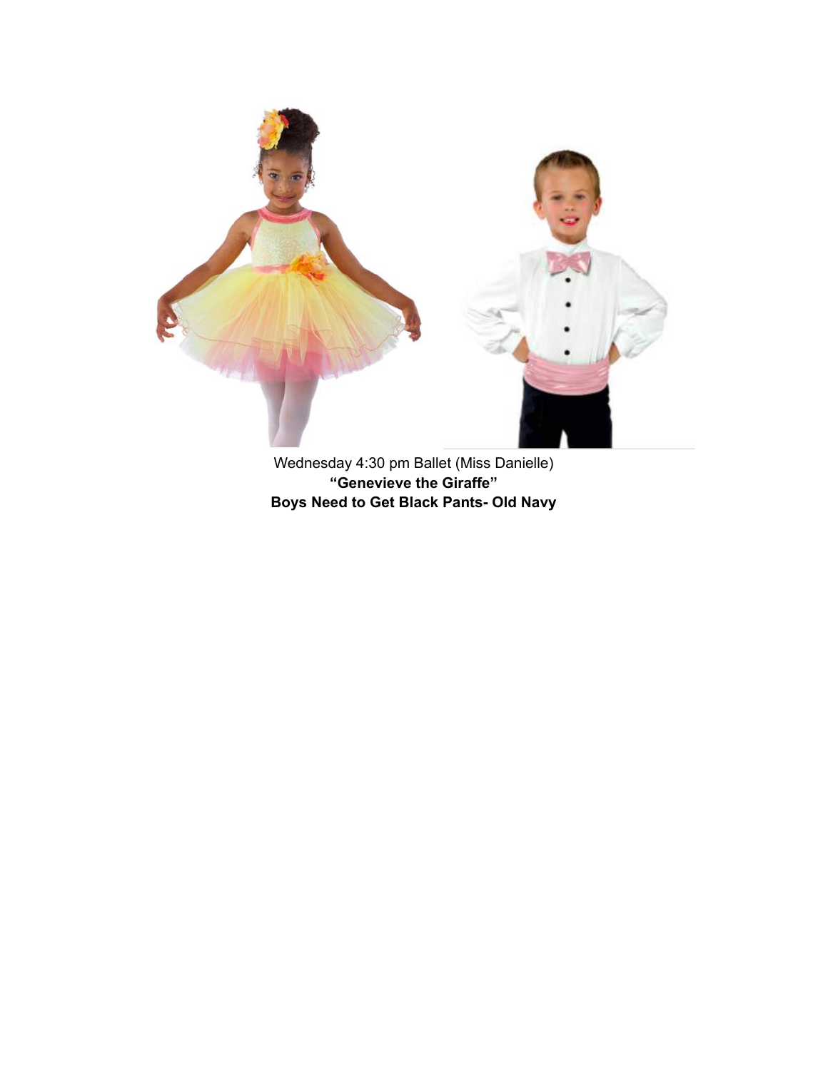Wednesday 4:30 pm Ballet (Miss Danielle)

**"Genevieve the Giraffe"**

**Boys Need to Get Black Pants- Old Navy**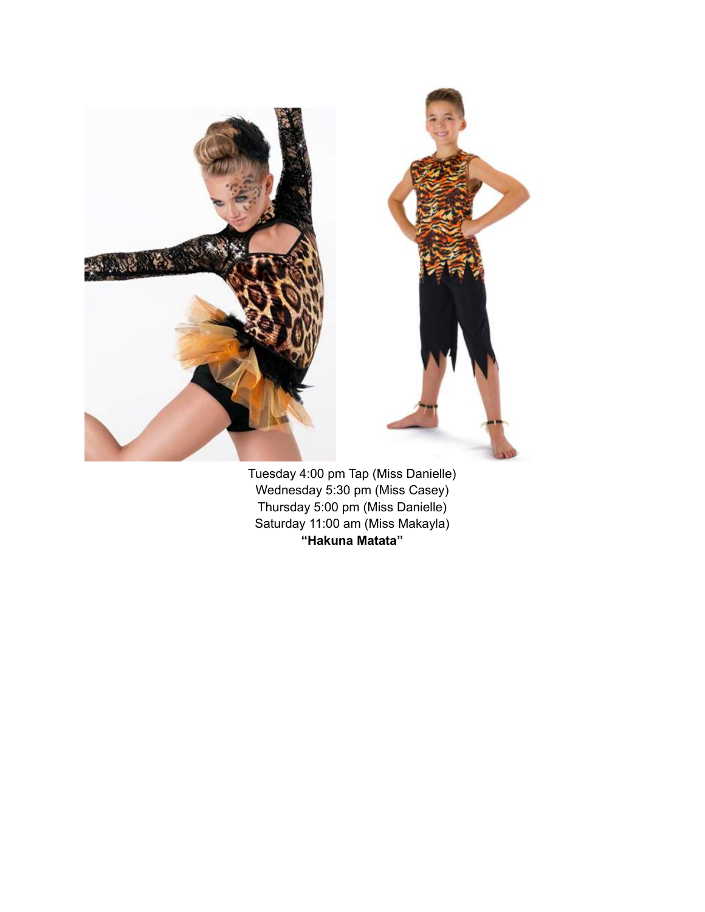Tuesday 4:00 pm Tap (Miss Danielle)
Wednesday 5:30 pm (Miss Casey)
Thursday 5:00 pm (Miss Danielle)
Saturday 11:00 am (Miss Makayla)
**“Hakuna Matata”**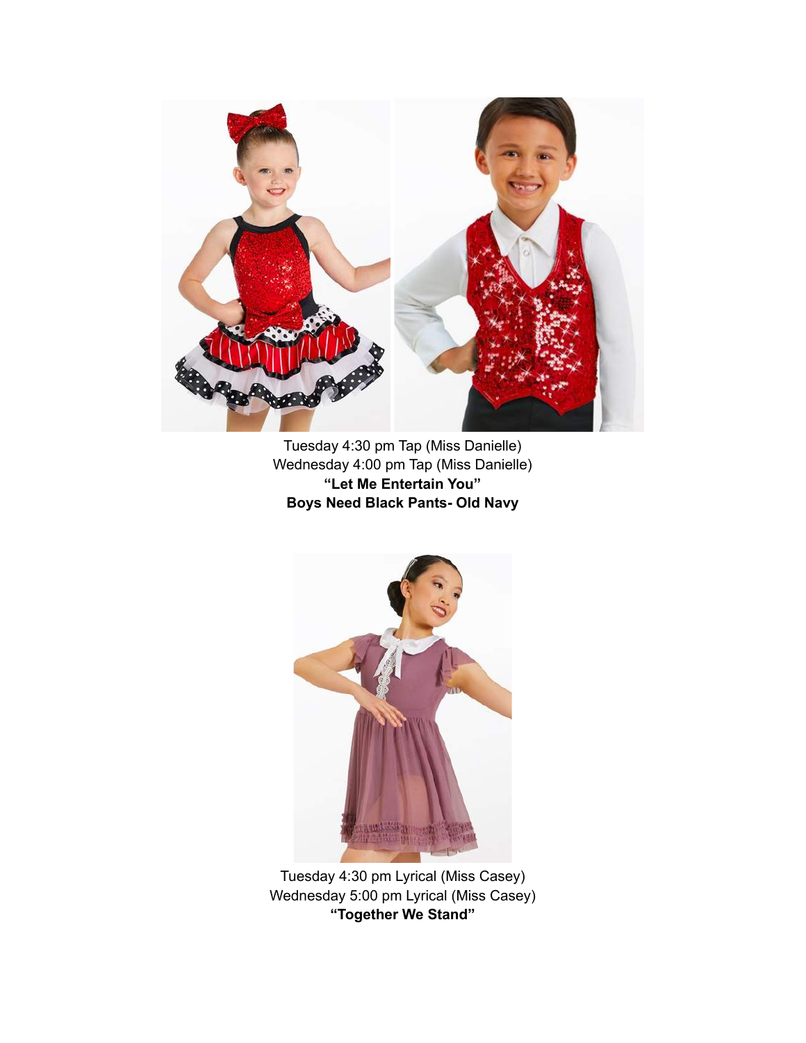Tuesday 4:30 pm Tap (Miss Danielle)
Wednesday 4:00 pm Tap (Miss Danielle)
**"Let Me Entertain You"**
**Boys Need Black Pants- Old Navy**

Tuesday 4:30 pm Lyrical (Miss Casey)
Wednesday 5:00 pm Lyrical (Miss Casey)
**"Together We Stand"**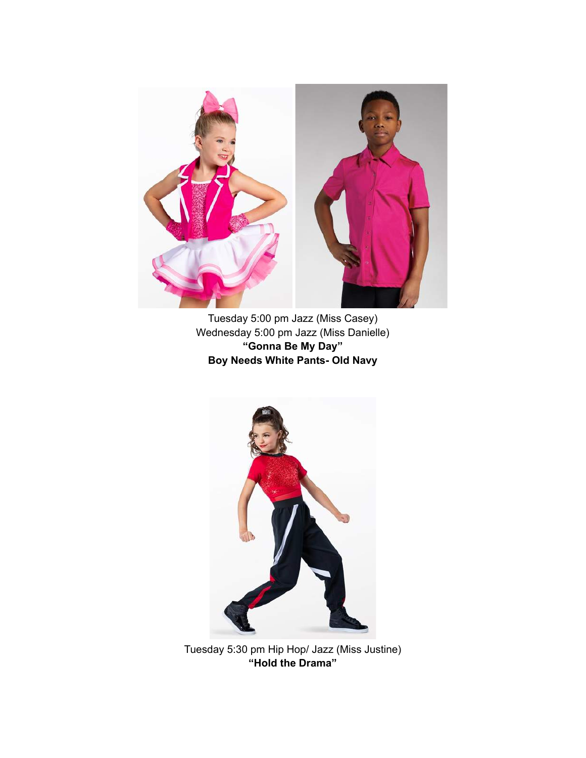Tuesday 5:00 pm Jazz (Miss Casey)
Wednesday 5:00 pm Jazz (Miss Danielle)
**“Gonna Be My Day”**
**Boy Needs White Pants- Old Navy**

Tuesday 5:30 pm Hip Hop/ Jazz (Miss Justine)
**“Hold the Drama”**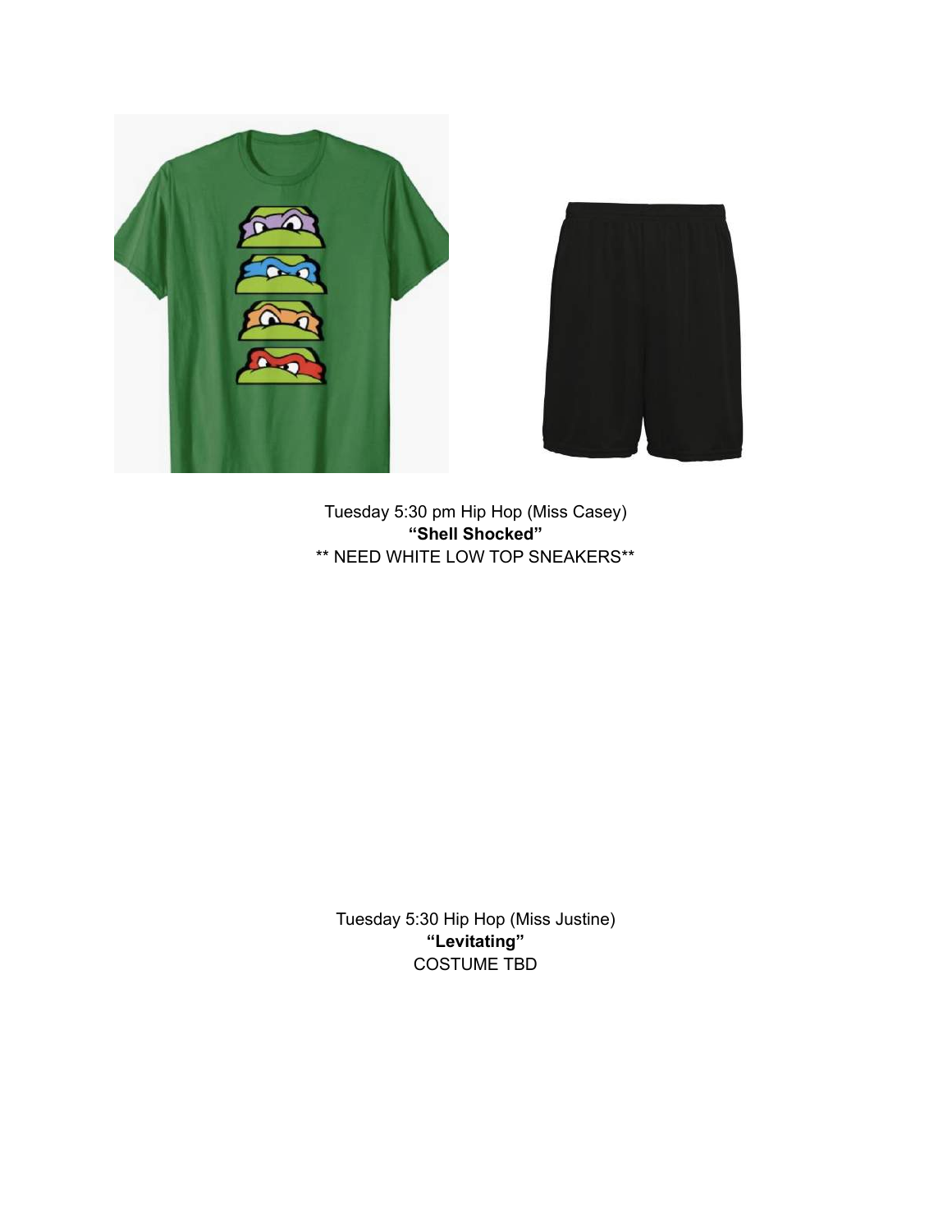Tuesday 5:30 pm Hip Hop (Miss Casey)
**“Shell Shocked”**
** NEED WHITE LOW TOP SNEAKERS**

Tuesday 5:30 Hip Hop (Miss Justine)
**“Levitating”**
COSTUME TBD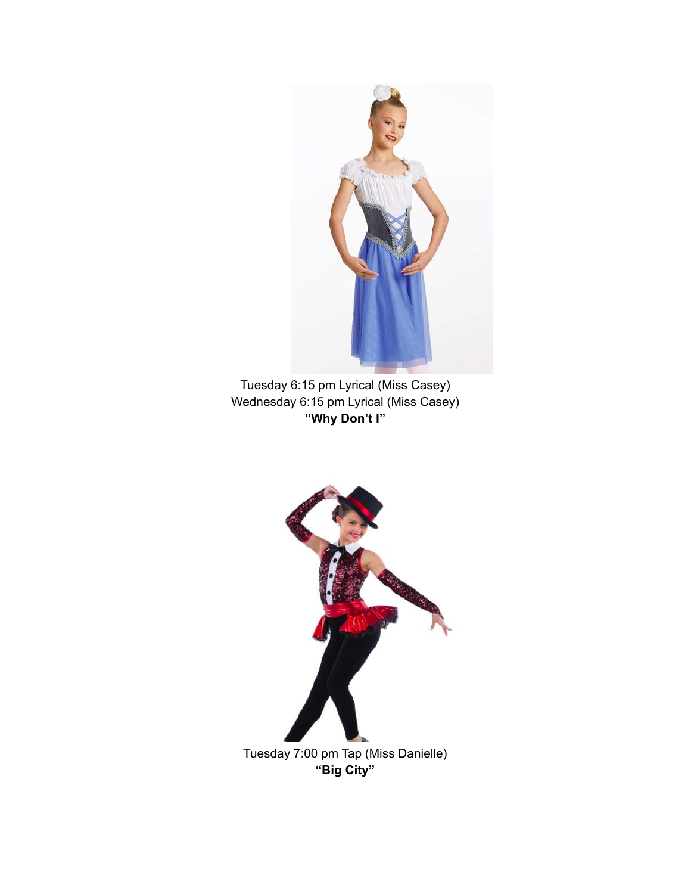Tuesday 6:15 pm Lyrical (Miss Casey)
Wednesday 6:15 pm Lyrical (Miss Casey)
**"Why Don't I"**

Tuesday 7:00 pm Tap (Miss Danielle)
**"Big City"**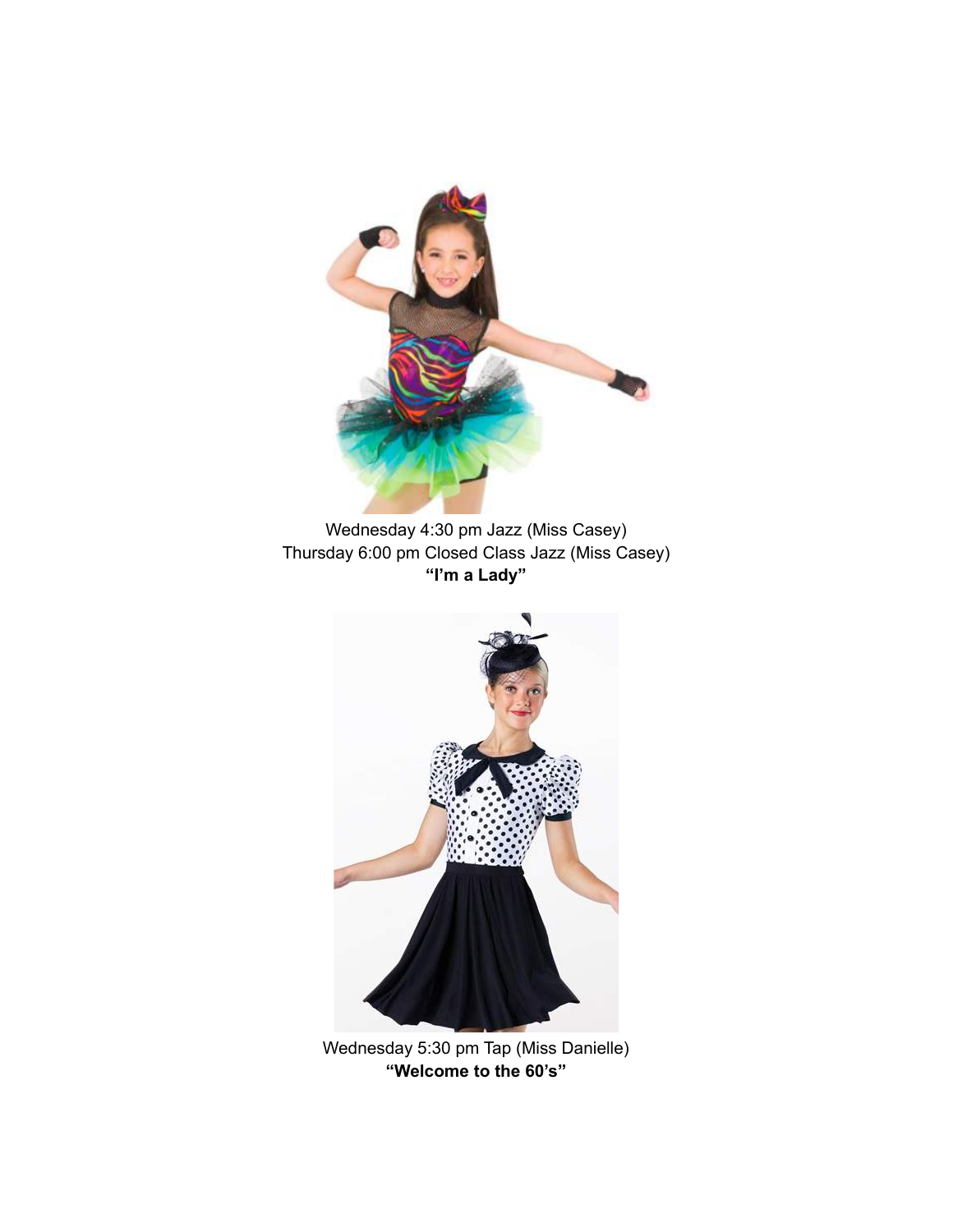Wednesday 4:30 pm Jazz (Miss Casey)
Thursday 6:00 pm Closed Class Jazz (Miss Casey)
**"I'm a Lady"**

Wednesday 5:30 pm Tap (Miss Danielle)
**"Welcome to the 60's"**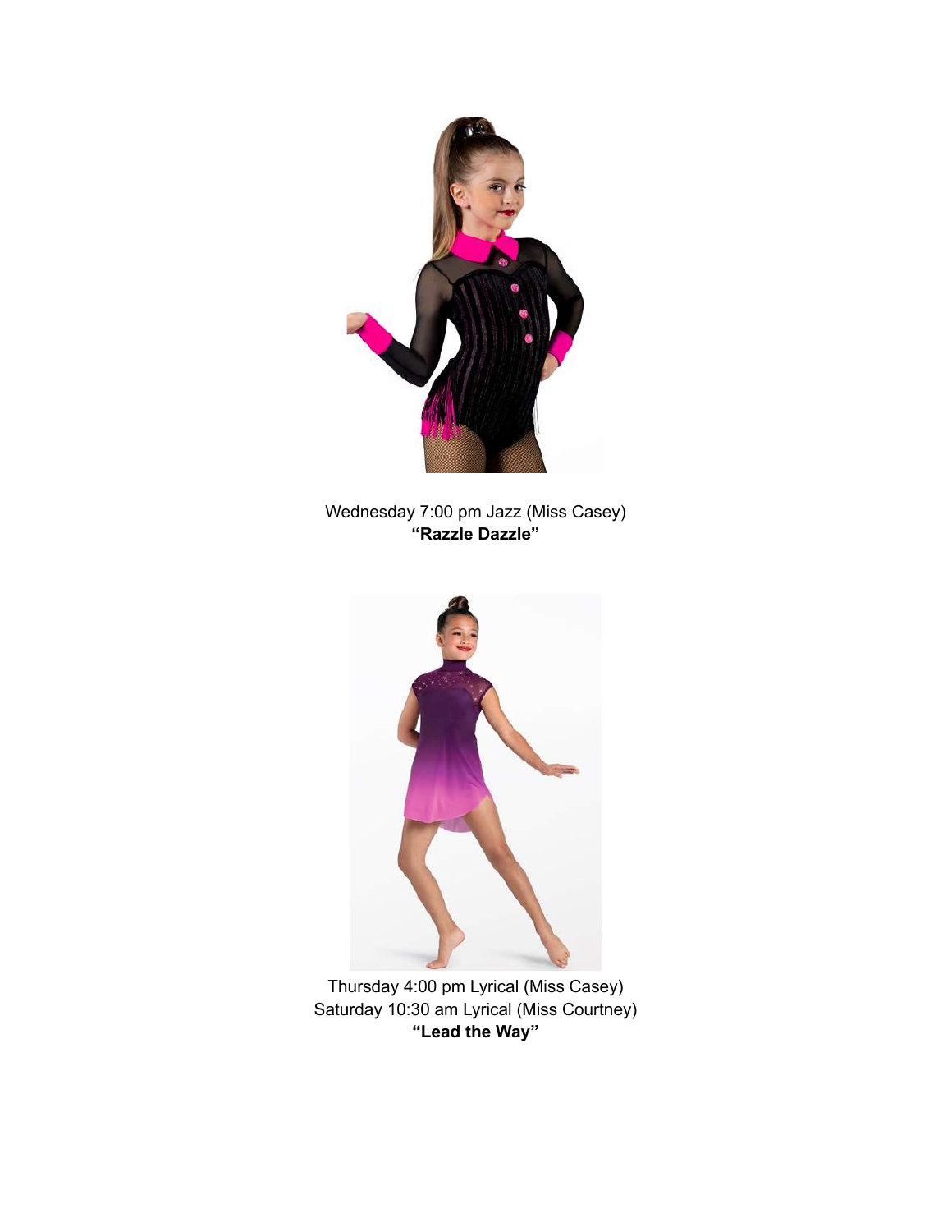Wednesday 7:00 pm Jazz (Miss Casey)
**"Razzle Dazzle"**

Thursday 4:00 pm Lyrical (Miss Casey)
Saturday 10:30 am Lyrical (Miss Courtney)
**"Lead the Way"**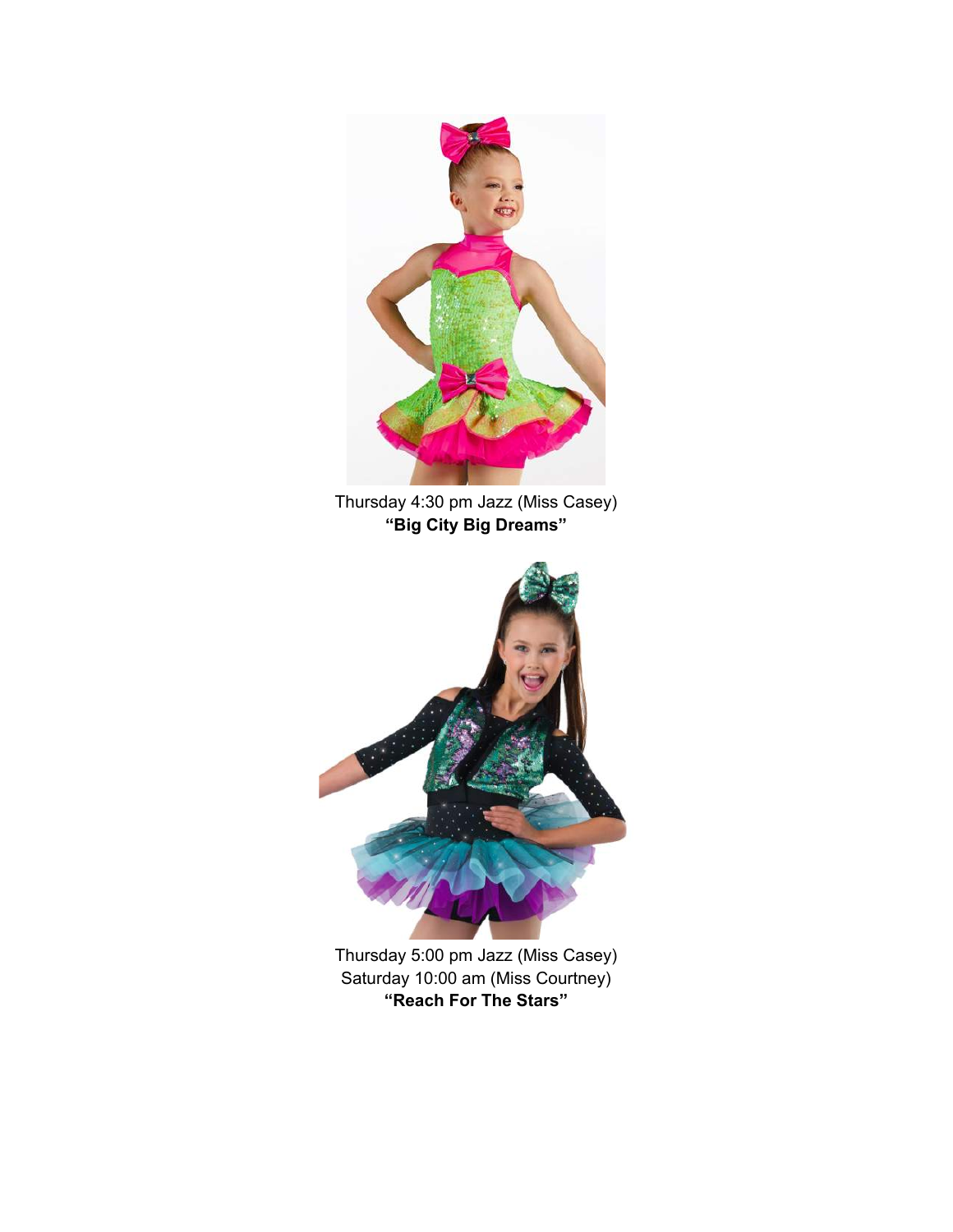Thursday 4:30 pm Jazz (Miss Casey)
**"Big City Big Dreams"**

Thursday 5:00 pm Jazz (Miss Casey)
Saturday 10:00 am (Miss Courtney)
**"Reach For The Stars"**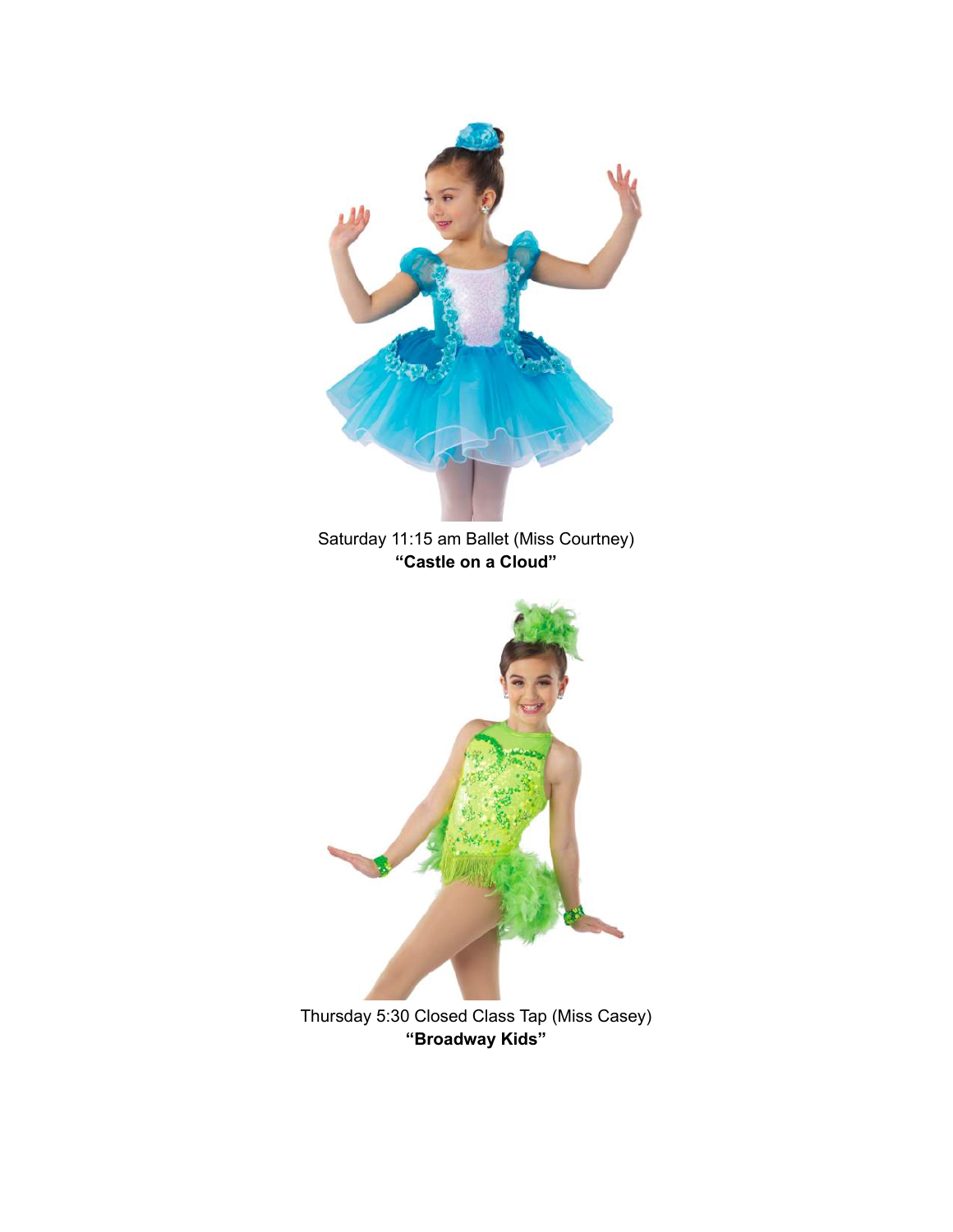Saturday 11:15 am Ballet (Miss Courtney)
**"Castle on a Cloud"**

Thursday 5:30 Closed Class Tap (Miss Casey)
**"Broadway Kids"**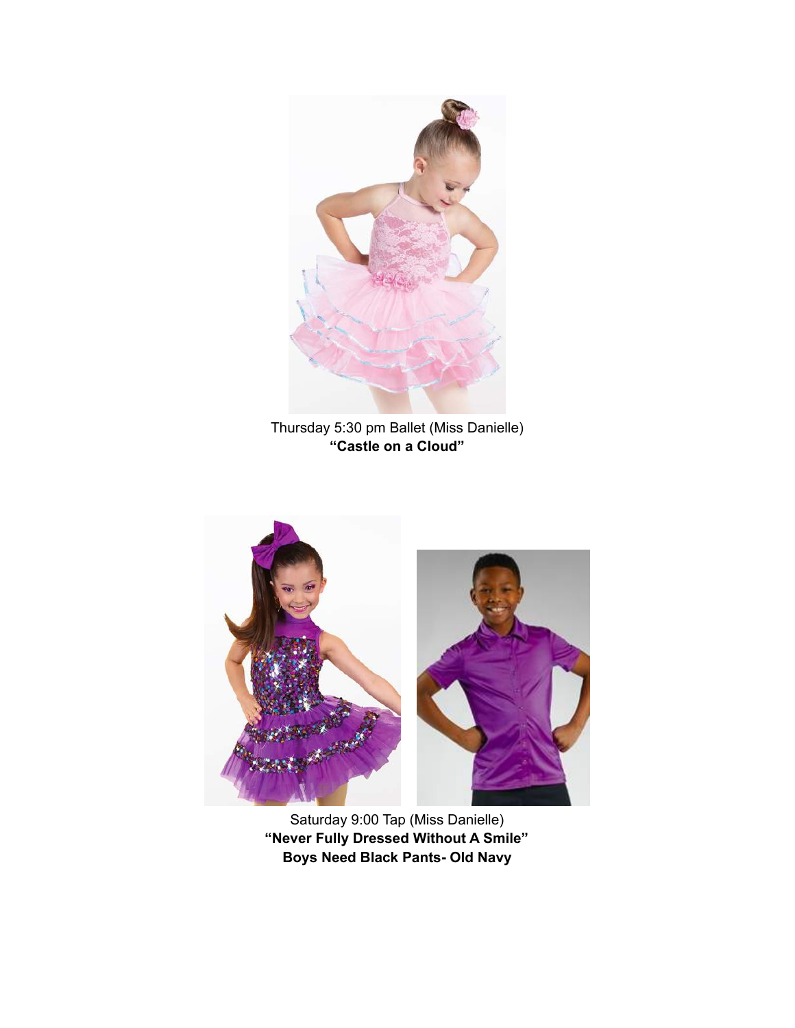Thursday 5:30 pm Ballet (Miss Danielle)
**"Castle on a Cloud"**

Saturday 9:00 Tap (Miss Danielle)
**"Never Fully Dressed Without A Smile"**
**Boys Need Black Pants- Old Navy**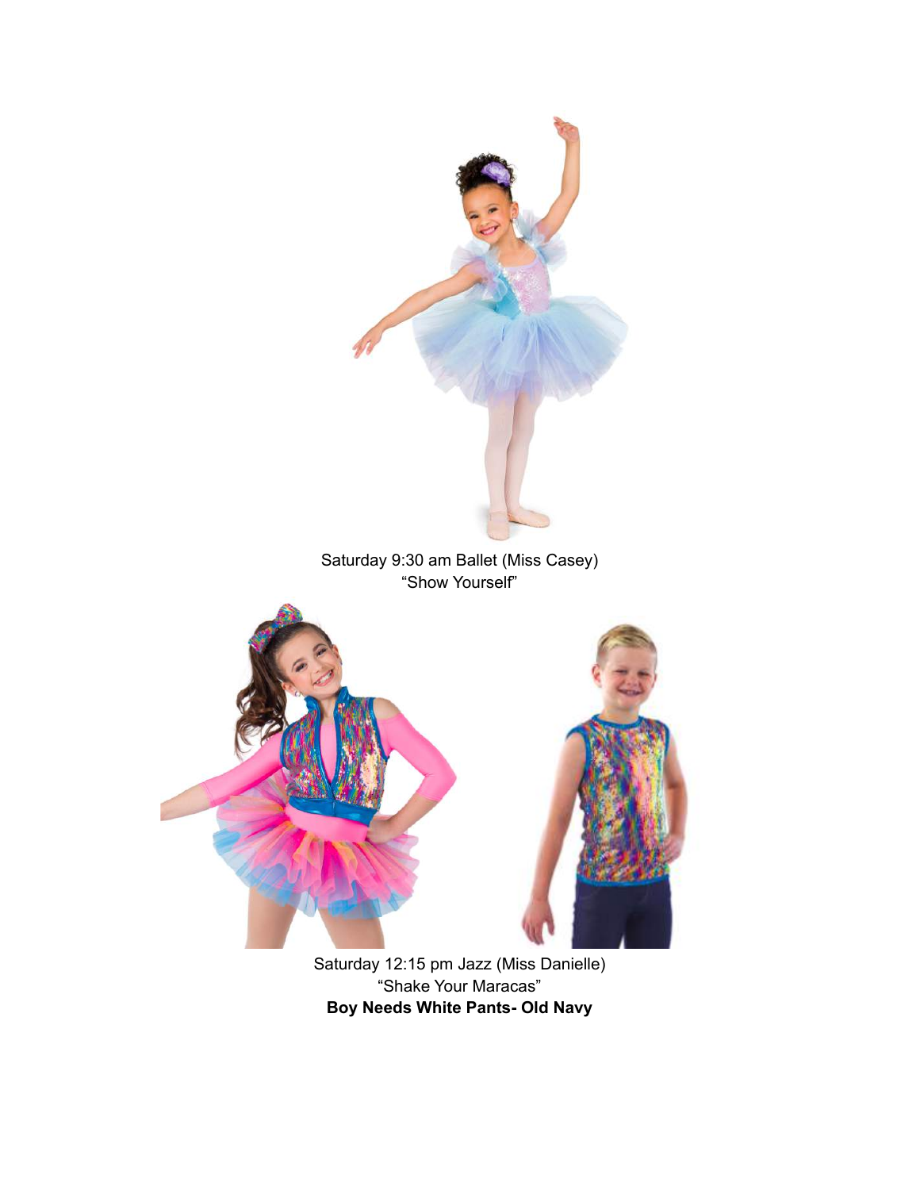Saturday 9:30 am Ballet (Miss Casey)
“Show Yourself”

Saturday 12:15 pm Jazz (Miss Danielle)
“Shake Your Maracas”
**Boy Needs White Pants- Old Navy**